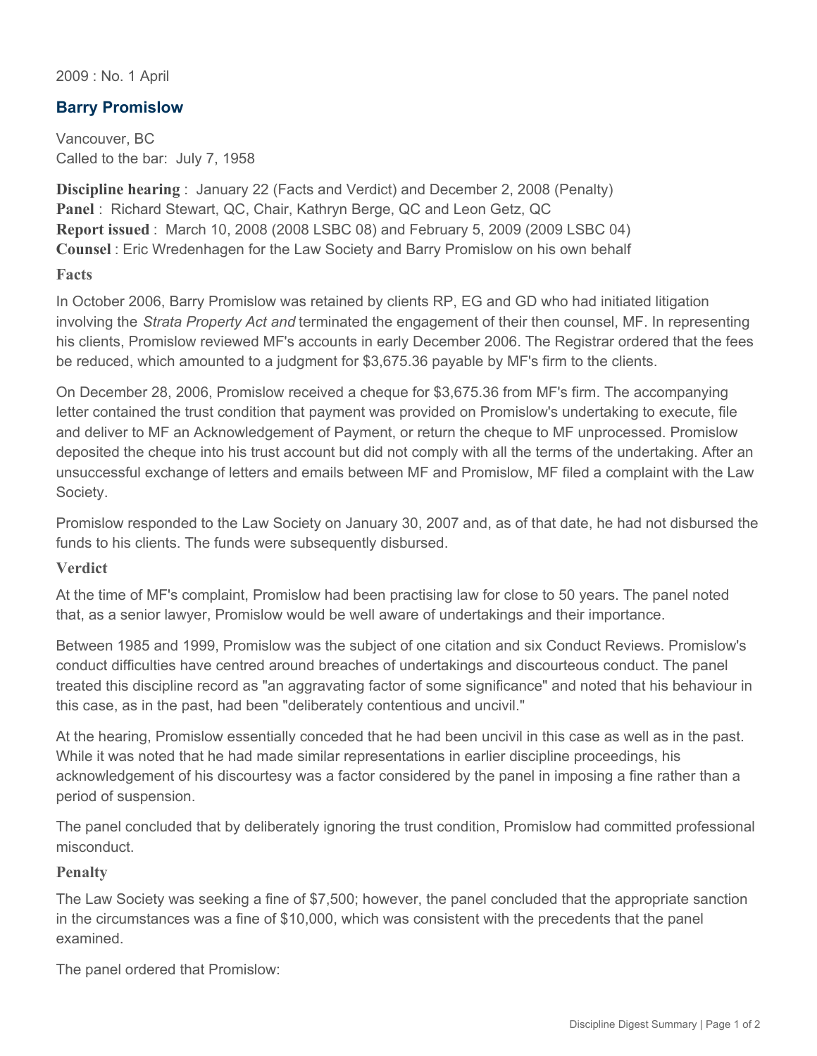2009 : No. 1 April

## Barry Promislow

Vancouver, BC
Called to the bar: July 7, 1958

**Discipline hearing** : January 22 (Facts and Verdict) and December 2, 2008 (Penalty)
**Panel** : Richard Stewart, QC, Chair, Kathryn Berge, QC and Leon Getz, QC
**Report issued** : March 10, 2008 (2008 LSBC 08) and February 5, 2009 (2009 LSBC 04)
**Counsel** : Eric Wredenhagen for the Law Society and Barry Promislow on his own behalf

### Facts

In October 2006, Barry Promislow was retained by clients RP, EG and GD who had initiated litigation involving the *Strata Property Act and* terminated the engagement of their then counsel, MF. In representing his clients, Promislow reviewed MF's accounts in early December 2006. The Registrar ordered that the fees be reduced, which amounted to a judgment for $3,675.36 payable by MF's firm to the clients.

On December 28, 2006, Promislow received a cheque for $3,675.36 from MF's firm. The accompanying letter contained the trust condition that payment was provided on Promislow's undertaking to execute, file and deliver to MF an Acknowledgement of Payment, or return the cheque to MF unprocessed. Promislow deposited the cheque into his trust account but did not comply with all the terms of the undertaking. After an unsuccessful exchange of letters and emails between MF and Promislow, MF filed a complaint with the Law Society.

Promislow responded to the Law Society on January 30, 2007 and, as of that date, he had not disbursed the funds to his clients. The funds were subsequently disbursed.

### Verdict

At the time of MF's complaint, Promislow had been practising law for close to 50 years. The panel noted that, as a senior lawyer, Promislow would be well aware of undertakings and their importance.

Between 1985 and 1999, Promislow was the subject of one citation and six Conduct Reviews. Promislow's conduct difficulties have centred around breaches of undertakings and discourteous conduct. The panel treated this discipline record as "an aggravating factor of some significance" and noted that his behaviour in this case, as in the past, had been "deliberately contentious and uncivil."

At the hearing, Promislow essentially conceded that he had been uncivil in this case as well as in the past. While it was noted that he had made similar representations in earlier discipline proceedings, his acknowledgement of his discourtesy was a factor considered by the panel in imposing a fine rather than a period of suspension.

The panel concluded that by deliberately ignoring the trust condition, Promislow had committed professional misconduct.

### Penalty

The Law Society was seeking a fine of $7,500; however, the panel concluded that the appropriate sanction in the circumstances was a fine of $10,000, which was consistent with the precedents that the panel examined.

The panel ordered that Promislow: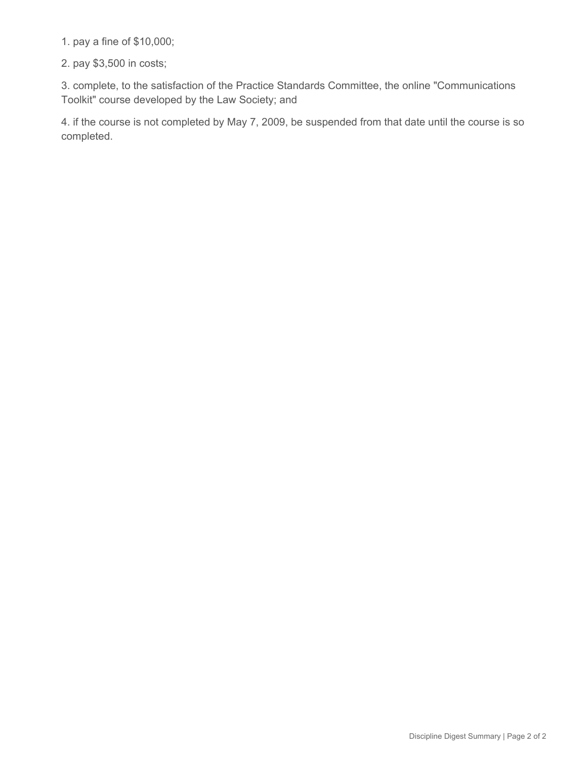1. pay a fine of $10,000;

2. pay $3,500 in costs;

3. complete, to the satisfaction of the Practice Standards Committee, the online "Communications Toolkit" course developed by the Law Society; and

4. if the course is not completed by May 7, 2009, be suspended from that date until the course is so completed.